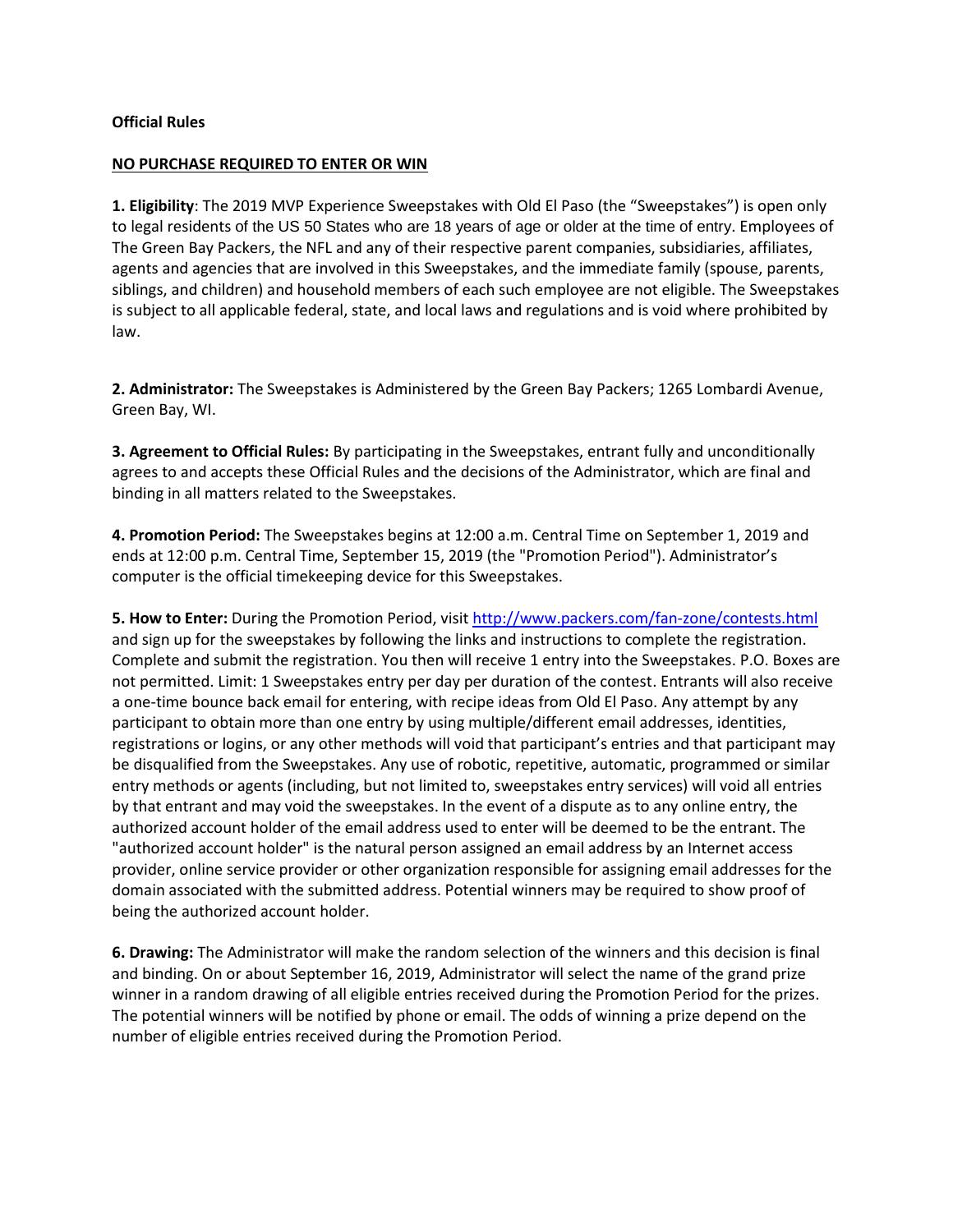**Official Rules**

**NO PURCHASE REQUIRED TO ENTER OR WIN**

**1. Eligibility**: The 2019 MVP Experience Sweepstakes with Old El Paso (the "Sweepstakes") is open only to legal residents of the US 50 States who are 18 years of age or older at the time of entry. Employees of The Green Bay Packers, the NFL and any of their respective parent companies, subsidiaries, affiliates, agents and agencies that are involved in this Sweepstakes, and the immediate family (spouse, parents, siblings, and children) and household members of each such employee are not eligible. The Sweepstakes is subject to all applicable federal, state, and local laws and regulations and is void where prohibited by law.

**2. Administrator:** The Sweepstakes is Administered by the Green Bay Packers; 1265 Lombardi Avenue, Green Bay, WI.

**3. Agreement to Official Rules:** By participating in the Sweepstakes, entrant fully and unconditionally agrees to and accepts these Official Rules and the decisions of the Administrator, which are final and binding in all matters related to the Sweepstakes.

**4. Promotion Period:** The Sweepstakes begins at 12:00 a.m. Central Time on September 1, 2019 and ends at 12:00 p.m. Central Time, September 15, 2019 (the "Promotion Period"). Administrator's computer is the official timekeeping device for this Sweepstakes.

**5. How to Enter:** During the Promotion Period, visit [http://www.packers.com/fan-zone/contests.html](http://www.packers.com/fan-zone/contests.html) and sign up for the sweepstakes by following the links and instructions to complete the registration. Complete and submit the registration. You then will receive 1 entry into the Sweepstakes. P.O. Boxes are not permitted. Limit: 1 Sweepstakes entry per day per duration of the contest. Entrants will also receive a one-time bounce back email for entering, with recipe ideas from Old El Paso. Any attempt by any participant to obtain more than one entry by using multiple/different email addresses, identities, registrations or logins, or any other methods will void that participant's entries and that participant may be disqualified from the Sweepstakes. Any use of robotic, repetitive, automatic, programmed or similar entry methods or agents (including, but not limited to, sweepstakes entry services) will void all entries by that entrant and may void the sweepstakes. In the event of a dispute as to any online entry, the authorized account holder of the email address used to enter will be deemed to be the entrant. The "authorized account holder" is the natural person assigned an email address by an Internet access provider, online service provider or other organization responsible for assigning email addresses for the domain associated with the submitted address. Potential winners may be required to show proof of being the authorized account holder.

**6. Drawing:** The Administrator will make the random selection of the winners and this decision is final and binding. On or about September 16, 2019, Administrator will select the name of the grand prize winner in a random drawing of all eligible entries received during the Promotion Period for the prizes. The potential winners will be notified by phone or email. The odds of winning a prize depend on the number of eligible entries received during the Promotion Period.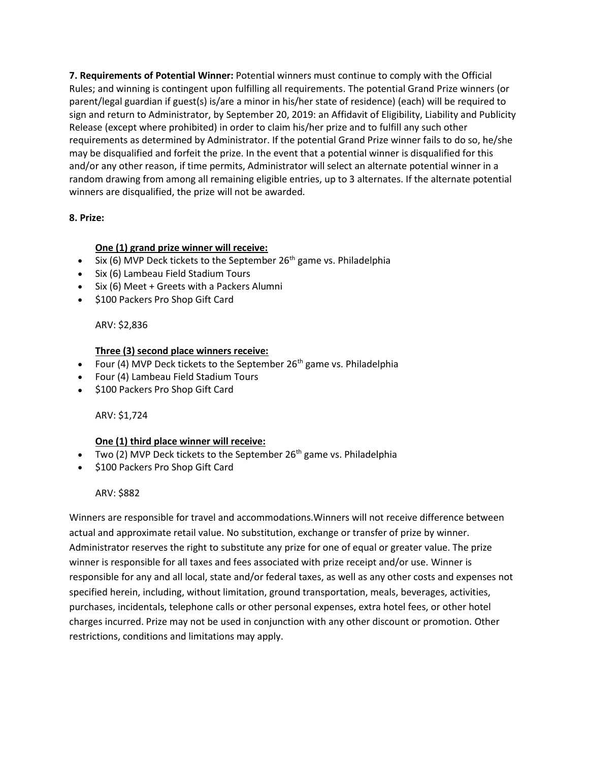**7. Requirements of Potential Winner:** Potential winners must continue to comply with the Official Rules; and winning is contingent upon fulfilling all requirements. The potential Grand Prize winners (or parent/legal guardian if guest(s) is/are a minor in his/her state of residence) (each) will be required to sign and return to Administrator, by September 20, 2019: an Affidavit of Eligibility, Liability and Publicity Release (except where prohibited) in order to claim his/her prize and to fulfill any such other requirements as determined by Administrator. If the potential Grand Prize winner fails to do so, he/she may be disqualified and forfeit the prize. In the event that a potential winner is disqualified for this and/or any other reason, if time permits, Administrator will select an alternate potential winner in a random drawing from among all remaining eligible entries, up to 3 alternates. If the alternate potential winners are disqualified, the prize will not be awarded.

**8. Prize:**

**One (1) grand prize winner will receive:**

- Six (6) MVP Deck tickets to the September 26th game vs. Philadelphia
- Six (6) Lambeau Field Stadium Tours
- Six (6) Meet + Greets with a Packers Alumni
- $100 Packers Pro Shop Gift Card

ARV: $2,836

**Three (3) second place winners receive:**

- Four (4) MVP Deck tickets to the September 26th game vs. Philadelphia
- Four (4) Lambeau Field Stadium Tours
- $100 Packers Pro Shop Gift Card

ARV: $1,724

**One (1) third place winner will receive:**

- Two (2) MVP Deck tickets to the September 26th game vs. Philadelphia
- $100 Packers Pro Shop Gift Card

ARV: $882

Winners are responsible for travel and accommodations.Winners will not receive difference between actual and approximate retail value. No substitution, exchange or transfer of prize by winner. Administrator reserves the right to substitute any prize for one of equal or greater value. The prize winner is responsible for all taxes and fees associated with prize receipt and/or use. Winner is responsible for any and all local, state and/or federal taxes, as well as any other costs and expenses not specified herein, including, without limitation, ground transportation, meals, beverages, activities, purchases, incidentals, telephone calls or other personal expenses, extra hotel fees, or other hotel charges incurred. Prize may not be used in conjunction with any other discount or promotion. Other restrictions, conditions and limitations may apply.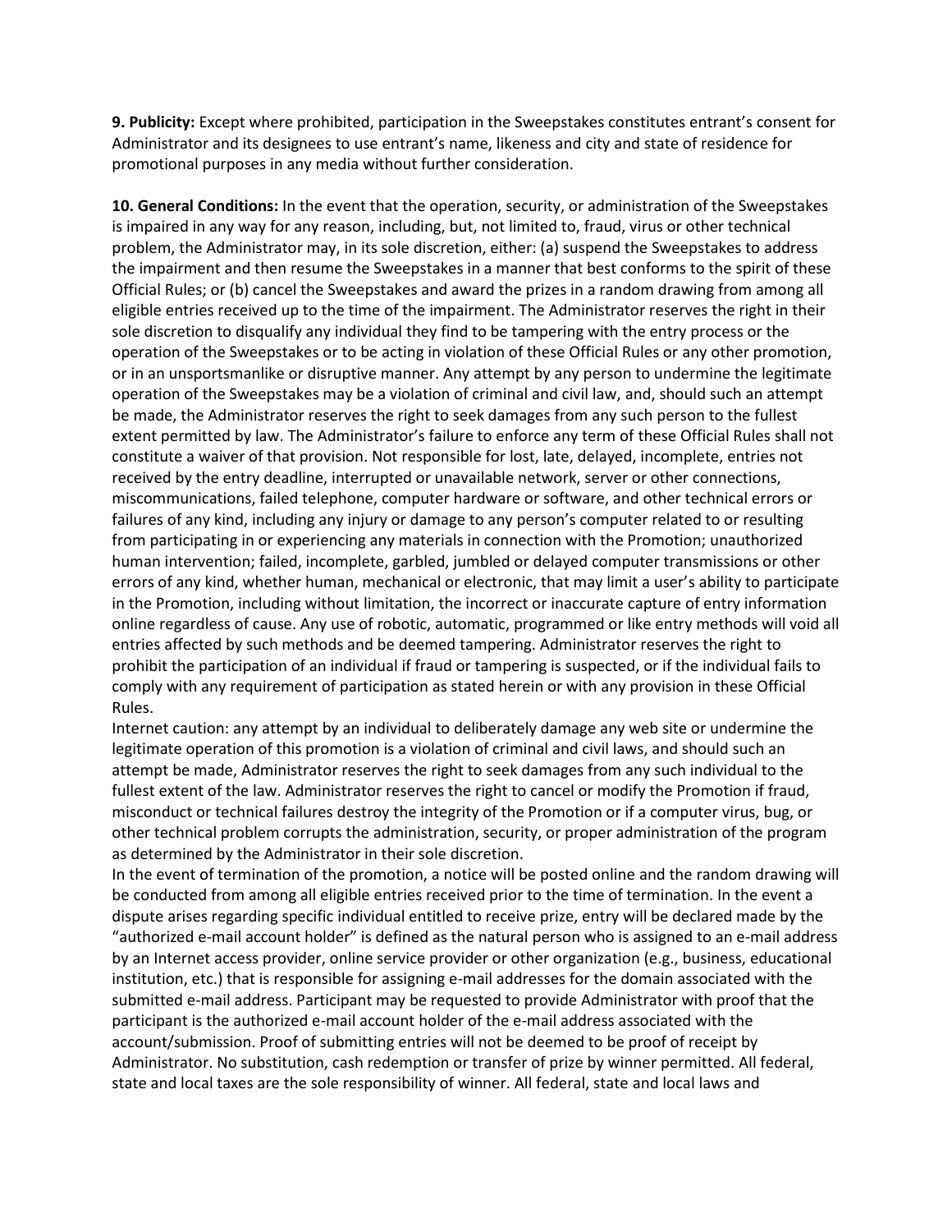**9. Publicity:** Except where prohibited, participation in the Sweepstakes constitutes entrant's consent for Administrator and its designees to use entrant's name, likeness and city and state of residence for promotional purposes in any media without further consideration.

**10. General Conditions:** In the event that the operation, security, or administration of the Sweepstakes is impaired in any way for any reason, including, but, not limited to, fraud, virus or other technical problem, the Administrator may, in its sole discretion, either: (a) suspend the Sweepstakes to address the impairment and then resume the Sweepstakes in a manner that best conforms to the spirit of these Official Rules; or (b) cancel the Sweepstakes and award the prizes in a random drawing from among all eligible entries received up to the time of the impairment. The Administrator reserves the right in their sole discretion to disqualify any individual they find to be tampering with the entry process or the operation of the Sweepstakes or to be acting in violation of these Official Rules or any other promotion, or in an unsportsmanlike or disruptive manner. Any attempt by any person to undermine the legitimate operation of the Sweepstakes may be a violation of criminal and civil law, and, should such an attempt be made, the Administrator reserves the right to seek damages from any such person to the fullest extent permitted by law. The Administrator's failure to enforce any term of these Official Rules shall not constitute a waiver of that provision. Not responsible for lost, late, delayed, incomplete, entries not received by the entry deadline, interrupted or unavailable network, server or other connections, miscommunications, failed telephone, computer hardware or software, and other technical errors or failures of any kind, including any injury or damage to any person's computer related to or resulting from participating in or experiencing any materials in connection with the Promotion; unauthorized human intervention; failed, incomplete, garbled, jumbled or delayed computer transmissions or other errors of any kind, whether human, mechanical or electronic, that may limit a user's ability to participate in the Promotion, including without limitation, the incorrect or inaccurate capture of entry information online regardless of cause. Any use of robotic, automatic, programmed or like entry methods will void all entries affected by such methods and be deemed tampering. Administrator reserves the right to prohibit the participation of an individual if fraud or tampering is suspected, or if the individual fails to comply with any requirement of participation as stated herein or with any provision in these Official Rules.

Internet caution: any attempt by an individual to deliberately damage any web site or undermine the legitimate operation of this promotion is a violation of criminal and civil laws, and should such an attempt be made, Administrator reserves the right to seek damages from any such individual to the fullest extent of the law. Administrator reserves the right to cancel or modify the Promotion if fraud, misconduct or technical failures destroy the integrity of the Promotion or if a computer virus, bug, or other technical problem corrupts the administration, security, or proper administration of the program as determined by the Administrator in their sole discretion.

In the event of termination of the promotion, a notice will be posted online and the random drawing will be conducted from among all eligible entries received prior to the time of termination. In the event a dispute arises regarding specific individual entitled to receive prize, entry will be declared made by the "authorized e-mail account holder" is defined as the natural person who is assigned to an e-mail address by an Internet access provider, online service provider or other organization (e.g., business, educational institution, etc.) that is responsible for assigning e-mail addresses for the domain associated with the submitted e-mail address. Participant may be requested to provide Administrator with proof that the participant is the authorized e-mail account holder of the e-mail address associated with the account/submission. Proof of submitting entries will not be deemed to be proof of receipt by Administrator. No substitution, cash redemption or transfer of prize by winner permitted. All federal, state and local taxes are the sole responsibility of winner. All federal, state and local laws and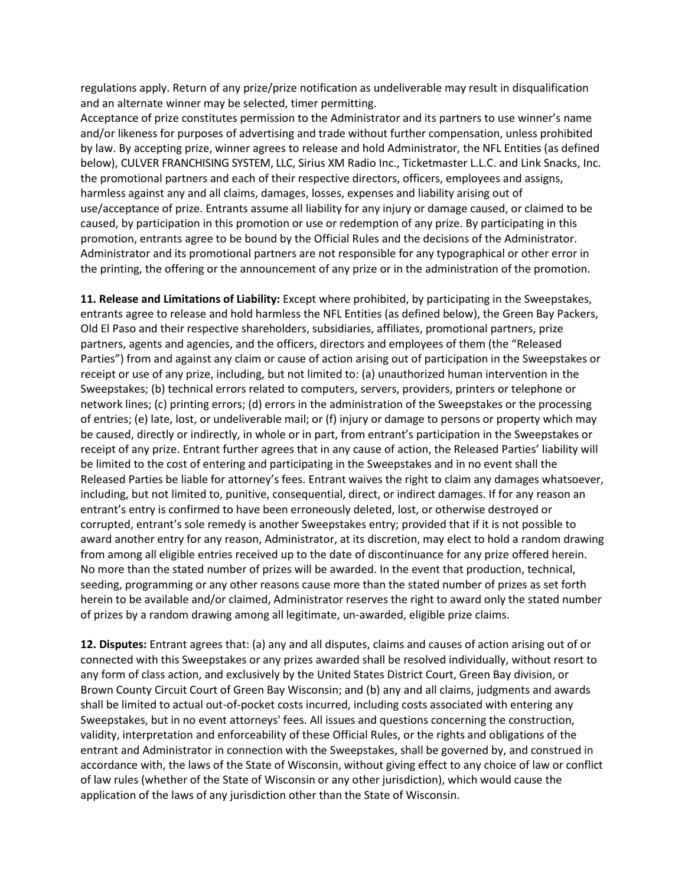regulations apply. Return of any prize/prize notification as undeliverable may result in disqualification and an alternate winner may be selected, timer permitting.

Acceptance of prize constitutes permission to the Administrator and its partners to use winner's name and/or likeness for purposes of advertising and trade without further compensation, unless prohibited by law. By accepting prize, winner agrees to release and hold Administrator, the NFL Entities (as defined below), CULVER FRANCHISING SYSTEM, LLC, Sirius XM Radio Inc., Ticketmaster L.L.C. and Link Snacks, Inc. the promotional partners and each of their respective directors, officers, employees and assigns, harmless against any and all claims, damages, losses, expenses and liability arising out of use/acceptance of prize. Entrants assume all liability for any injury or damage caused, or claimed to be caused, by participation in this promotion or use or redemption of any prize. By participating in this promotion, entrants agree to be bound by the Official Rules and the decisions of the Administrator. Administrator and its promotional partners are not responsible for any typographical or other error in the printing, the offering or the announcement of any prize or in the administration of the promotion.

**11. Release and Limitations of Liability:** Except where prohibited, by participating in the Sweepstakes, entrants agree to release and hold harmless the NFL Entities (as defined below), the Green Bay Packers, Old El Paso and their respective shareholders, subsidiaries, affiliates, promotional partners, prize partners, agents and agencies, and the officers, directors and employees of them (the "Released Parties") from and against any claim or cause of action arising out of participation in the Sweepstakes or receipt or use of any prize, including, but not limited to: (a) unauthorized human intervention in the Sweepstakes; (b) technical errors related to computers, servers, providers, printers or telephone or network lines; (c) printing errors; (d) errors in the administration of the Sweepstakes or the processing of entries; (e) late, lost, or undeliverable mail; or (f) injury or damage to persons or property which may be caused, directly or indirectly, in whole or in part, from entrant's participation in the Sweepstakes or receipt of any prize. Entrant further agrees that in any cause of action, the Released Parties' liability will be limited to the cost of entering and participating in the Sweepstakes and in no event shall the Released Parties be liable for attorney's fees. Entrant waives the right to claim any damages whatsoever, including, but not limited to, punitive, consequential, direct, or indirect damages. If for any reason an entrant's entry is confirmed to have been erroneously deleted, lost, or otherwise destroyed or corrupted, entrant's sole remedy is another Sweepstakes entry; provided that if it is not possible to award another entry for any reason, Administrator, at its discretion, may elect to hold a random drawing from among all eligible entries received up to the date of discontinuance for any prize offered herein. No more than the stated number of prizes will be awarded. In the event that production, technical, seeding, programming or any other reasons cause more than the stated number of prizes as set forth herein to be available and/or claimed, Administrator reserves the right to award only the stated number of prizes by a random drawing among all legitimate, un-awarded, eligible prize claims.

**12. Disputes:** Entrant agrees that: (a) any and all disputes, claims and causes of action arising out of or connected with this Sweepstakes or any prizes awarded shall be resolved individually, without resort to any form of class action, and exclusively by the United States District Court, Green Bay division, or Brown County Circuit Court of Green Bay Wisconsin; and (b) any and all claims, judgments and awards shall be limited to actual out-of-pocket costs incurred, including costs associated with entering any Sweepstakes, but in no event attorneys' fees. All issues and questions concerning the construction, validity, interpretation and enforceability of these Official Rules, or the rights and obligations of the entrant and Administrator in connection with the Sweepstakes, shall be governed by, and construed in accordance with, the laws of the State of Wisconsin, without giving effect to any choice of law or conflict of law rules (whether of the State of Wisconsin or any other jurisdiction), which would cause the application of the laws of any jurisdiction other than the State of Wisconsin.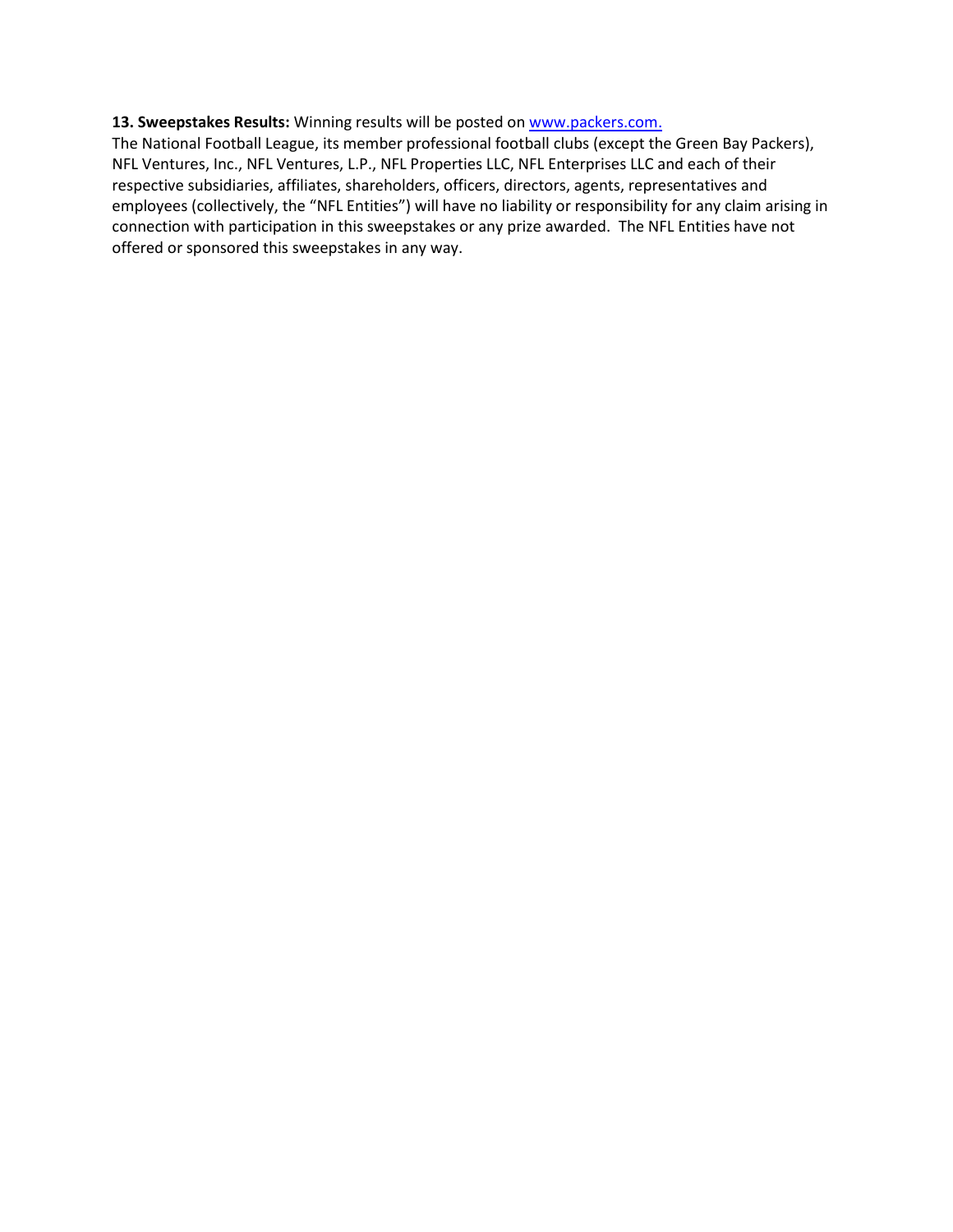**13. Sweepstakes Results:** Winning results will be posted on [www.packers.com.](http://www.packers.com)

The National Football League, its member professional football clubs (except the Green Bay Packers), NFL Ventures, Inc., NFL Ventures, L.P., NFL Properties LLC, NFL Enterprises LLC and each of their respective subsidiaries, affiliates, shareholders, officers, directors, agents, representatives and employees (collectively, the "NFL Entities") will have no liability or responsibility for any claim arising in connection with participation in this sweepstakes or any prize awarded. The NFL Entities have not offered or sponsored this sweepstakes in any way.